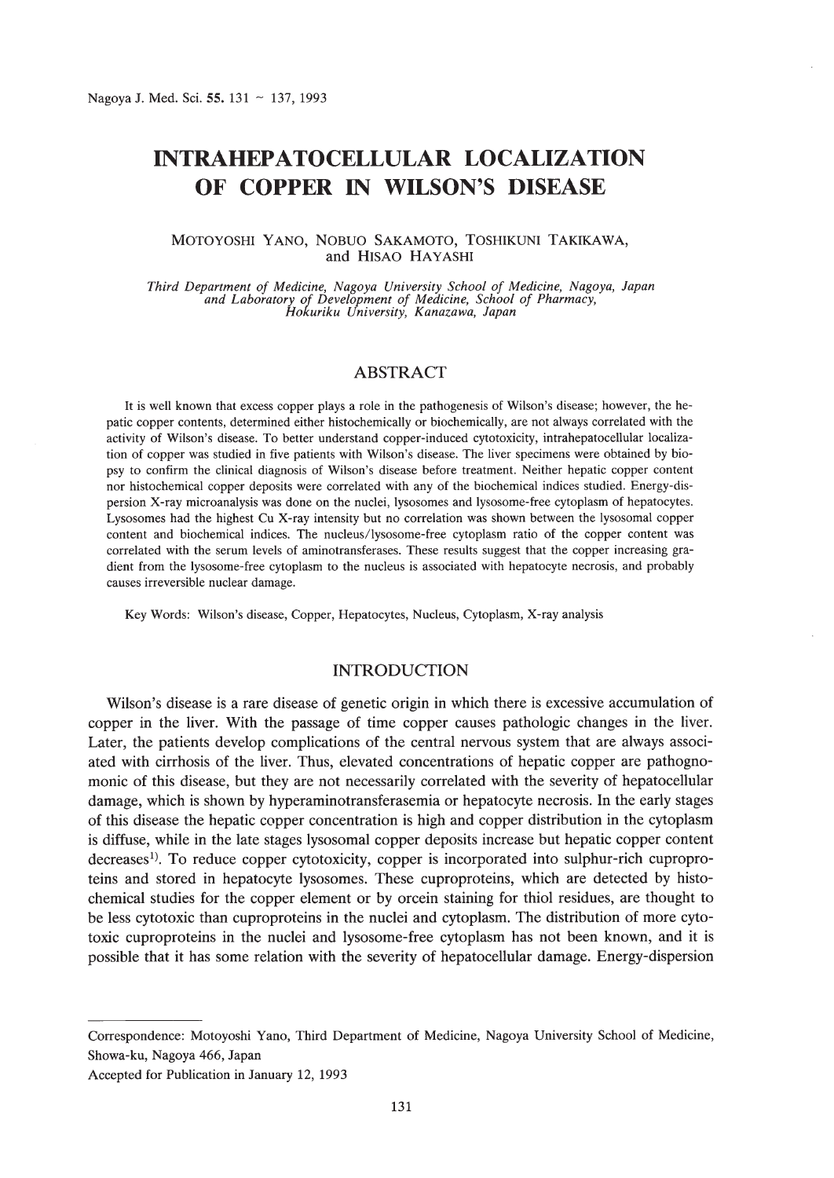# INTRAHEPATOCELLULAR LOCALIZATION OF COPPER IN WILSON'S DISEASE

MOTOYOSHI YANO, NOBUO SAKAMOTO, TOSHIKUNI TAKIKAWA, and HISAO HAYASHI

*Third Department of Medicine, Nagoya University School of Medicine, Nagoya, Japan and Laboratory of Development of Medicine, School of Pharmacy, Hokuriku University, Kanazawa, Japan*

## ABSTRACT

It is well known that excess copper plays a role in the pathogenesis of Wilson's disease; however, the hepatic copper contents, determined either histochemically or biochemically, are not always correlated with the activity of Wilson's disease. To better understand copper-induced cytotoxicity, intrahepatocellular localization of copper was studied in five patients with Wilson's disease. The liver specimens were obtained by biopsy to confirm the clinical diagnosis of Wilson's disease before treatment. Neither hepatic copper content nor histochemical copper deposits were correlated with any of the biochemical indices studied. Energy-dispersion X-ray microanalysis was done on the nuclei, lysosomes and lysosome-free cytoplasm of hepatocytes. Lysosomes had the highest Cu X-ray intensity but no correlation was shown between the lysosomal copper content and biochemical indices. The nucleus/lysosome-free cytoplasm ratio of the copper content was correlated with the serum levels of aminotransferases. These results suggest that the copper increasing gradient from the lysosome-free cytoplasm to the nucleus is associated with hepatocyte necrosis, and probably causes irreversible nuclear damage.

Key Words: Wilson's disease, Copper, Hepatocytes, Nucleus, Cytoplasm, X-ray analysis

## INTRODUCTION

Wilson's disease is a rare disease of genetic origin in which there is excessive accumulation of copper in the liver. With the passage of time copper causes pathologic changes in the liver. Later, the patients develop complications of the central nervous system that are always associated with cirrhosis of the liver. Thus, elevated concentrations of hepatic copper are pathognomonic of this disease, but they are not necessarily correlated with the severity of hepatocellular damage, which is shown by hyperaminotransferasemia or hepatocyte necrosis. In the early stages of this disease the hepatic copper concentration is high and copper distribution in the cytoplasm is diffuse, while in the late stages lysosomal copper deposits increase but hepatic copper content decreases[1]. To reduce copper cytotoxicity, copper is incorporated into sulphur-rich cuproproteins and stored in hepatocyte lysosomes. These cuproproteins, which are detected by histochemical studies for the copper element or by orcein staining for thiol residues, are thought to be less cytotoxic than cuproproteins in the nuclei and cytoplasm. The distribution of more cytotoxic cuproproteins in the nuclei and lysosome-free cytoplasm has not been known, and it is possible that it has some relation with the severity of hepatocellular damage. Energy-dispersion

---

Correspondence: Motoyoshi Yano, Third Department of Medicine, Nagoya University School of Medicine, Showa-ku, Nagoya 466, Japan

Accepted for Publication in January 12, 1993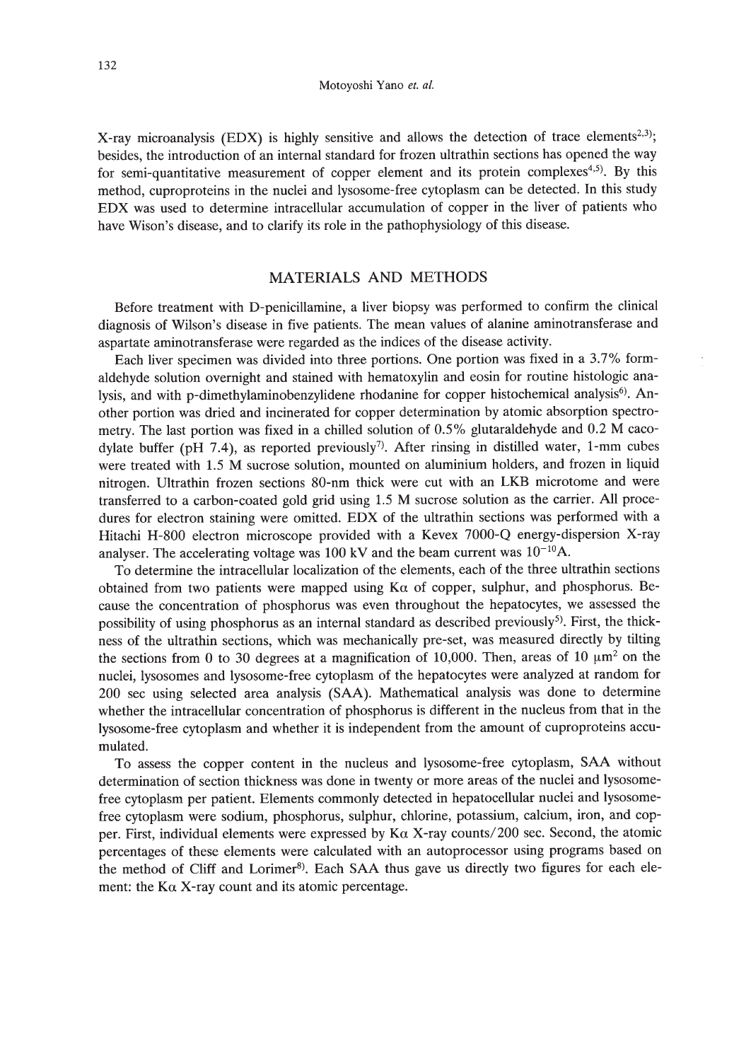X-ray microanalysis (EDX) is highly sensitive and allows the detection of trace elements[2,3]; besides, the introduction of an internal standard for frozen ultrathin sections has opened the way for semi-quantitative measurement of copper element and its protein complexes[4,5]. By this method, cuproproteins in the nuclei and lysosome-free cytoplasm can be detected. In this study EDX was used to determine intracellular accumulation of copper in the liver of patients who have Wison's disease, and to clarify its role in the pathophysiology of this disease.

## MATERIALS AND METHODS

Before treatment with D-penicillamine, a liver biopsy was performed to confirm the clinical diagnosis of Wilson's disease in five patients. The mean values of alanine aminotransferase and aspartate aminotransferase were regarded as the indices of the disease activity.

Each liver specimen was divided into three portions. One portion was fixed in a 3.7% formaldehyde solution overnight and stained with hematoxylin and eosin for routine histologic analysis, and with p-dimethylaminobenzylidene rhodanine for copper histochemical analysis[6]. Another portion was dried and incinerated for copper determination by atomic absorption spectrometry. The last portion was fixed in a chilled solution of 0.5% glutaraldehyde and 0.2 M cacodylate buffer (pH 7.4), as reported previously[7]. After rinsing in distilled water, 1-mm cubes were treated with 1.5 M sucrose solution, mounted on aluminium holders, and frozen in liquid nitrogen. Ultrathin frozen sections 80-nm thick were cut with an LKB microtome and were transferred to a carbon-coated gold grid using 1.5 M sucrose solution as the carrier. All procedures for electron staining were omitted. EDX of the ultrathin sections was performed with a Hitachi H-800 electron microscope provided with a Kevex 7000-Q energy-dispersion X-ray analyser. The accelerating voltage was 100 kV and the beam current was $10^{-10}$A.

To determine the intracellular localization of the elements, each of the three ultrathin sections obtained from two patients were mapped using Kα of copper, sulphur, and phosphorus. Because the concentration of phosphorus was even throughout the hepatocytes, we assessed the possibility of using phosphorus as an internal standard as described previously[5]. First, the thickness of the ultrathin sections, which was mechanically pre-set, was measured directly by tilting the sections from 0 to 30 degrees at a magnification of 10,000. Then, areas of 10 $\mu m^2$ on the nuclei, lysosomes and lysosome-free cytoplasm of the hepatocytes were analyzed at random for 200 sec using selected area analysis (SAA). Mathematical analysis was done to determine whether the intracellular concentration of phosphorus is different in the nucleus from that in the lysosome-free cytoplasm and whether it is independent from the amount of cuproproteins accumulated.

To assess the copper content in the nucleus and lysosome-free cytoplasm, SAA without determination of section thickness was done in twenty or more areas of the nuclei and lysosome-free cytoplasm per patient. Elements commonly detected in hepatocellular nuclei and lysosome-free cytoplasm were sodium, phosphorus, sulphur, chlorine, potassium, calcium, iron, and copper. First, individual elements were expressed by Kα X-ray counts/200 sec. Second, the atomic percentages of these elements were calculated with an autoprocessor using programs based on the method of Cliff and Lorimer[8]. Each SAA thus gave us directly two figures for each element: the Kα X-ray count and its atomic percentage.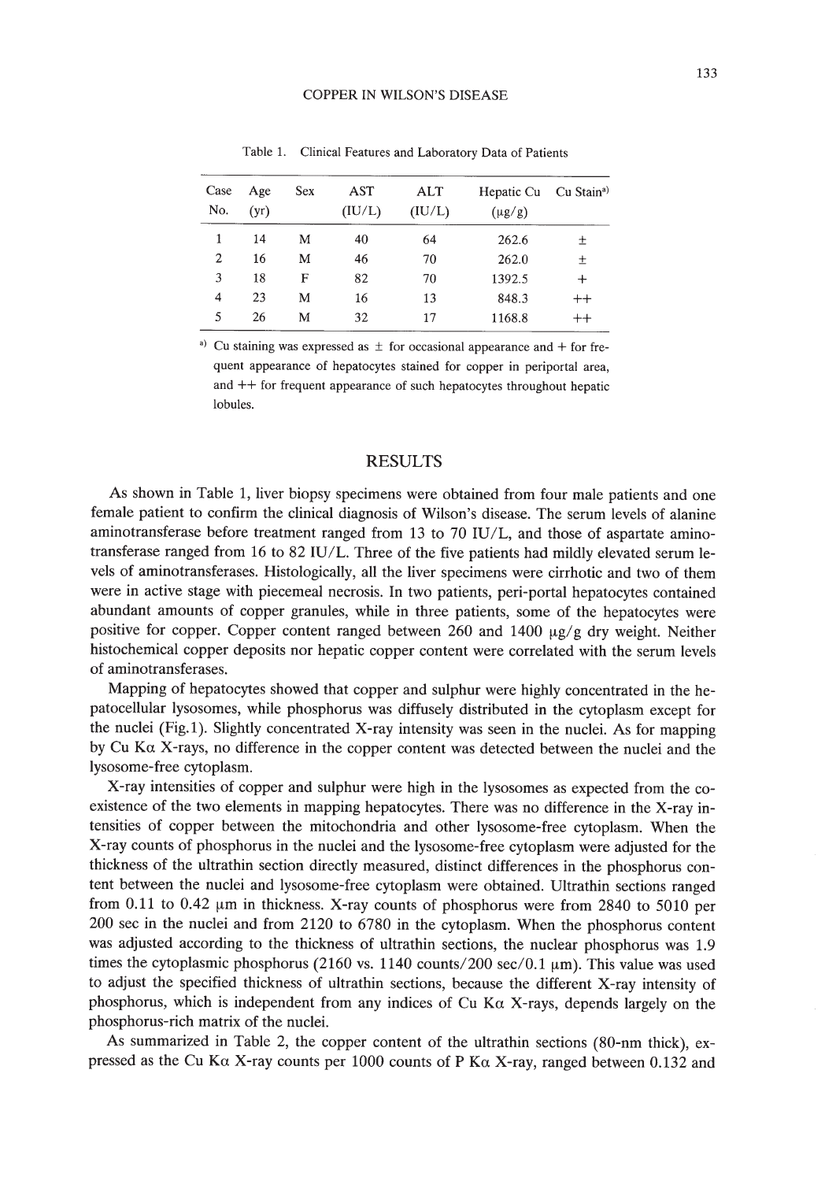Table 1. Clinical Features and Laboratory Data of Patients

| Case No. | Age (yr) | Sex | AST (IU/L) | ALT (IU/L) | Hepatic Cu (μg/g) | Cu Stain[a] |
|---|---|---|---|---|---|---|
| 1 | 14 | M | 40 | 64 | 262.6 | ± |
| 2 | 16 | M | 46 | 70 | 262.0 | ± |
| 3 | 18 | F | 82 | 70 | 1392.5 | + |
| 4 | 23 | M | 16 | 13 | 848.3 | ++ |
| 5 | 26 | M | 32 | 17 | 1168.8 | ++ |

[a] Cu staining was expressed as ± for occasional appearance and + for frequent appearance of hepatocytes stained for copper in periportal area, and ++ for frequent appearance of such hepatocytes throughout hepatic lobules.

## RESULTS

As shown in Table 1, liver biopsy specimens were obtained from four male patients and one female patient to confirm the clinical diagnosis of Wilson's disease. The serum levels of alanine aminotransferase before treatment ranged from 13 to 70 IU/L, and those of aspartate aminotransferase ranged from 16 to 82 IU/L. Three of the five patients had mildly elevated serum levels of aminotransferases. Histologically, all the liver specimens were cirrhotic and two of them were in active stage with piecemeal necrosis. In two patients, peri-portal hepatocytes contained abundant amounts of copper granules, while in three patients, some of the hepatocytes were positive for copper. Copper content ranged between 260 and 1400 μg/g dry weight. Neither histochemical copper deposits nor hepatic copper content were correlated with the serum levels of aminotransferases.

Mapping of hepatocytes showed that copper and sulphur were highly concentrated in the hepatocellular lysosomes, while phosphorus was diffusely distributed in the cytoplasm except for the nuclei (Fig. 1). Slightly concentrated X-ray intensity was seen in the nuclei. As for mapping by Cu Kα X-rays, no difference in the copper content was detected between the nuclei and the lysosome-free cytoplasm.

X-ray intensities of copper and sulphur were high in the lysosomes as expected from the coexistence of the two elements in mapping hepatocytes. There was no difference in the X-ray intensities of copper between the mitochondria and other lysosome-free cytoplasm. When the X-ray counts of phosphorus in the nuclei and the lysosome-free cytoplasm were adjusted for the thickness of the ultrathin section directly measured, distinct differences in the phosphorus content between the nuclei and lysosome-free cytoplasm were obtained. Ultrathin sections ranged from 0.11 to 0.42 μm in thickness. X-ray counts of phosphorus were from 2840 to 5010 per 200 sec in the nuclei and from 2120 to 6780 in the cytoplasm. When the phosphorus content was adjusted according to the thickness of ultrathin sections, the nuclear phosphorus was 1.9 times the cytoplasmic phosphorus (2160 vs. 1140 counts/200 sec/0.1 μm). This value was used to adjust the specified thickness of ultrathin sections, because the different X-ray intensity of phosphorus, which is independent from any indices of Cu Kα X-rays, depends largely on the phosphorus-rich matrix of the nuclei.

As summarized in Table 2, the copper content of the ultrathin sections (80-nm thick), expressed as the Cu Kα X-ray counts per 1000 counts of P Kα X-ray, ranged between 0.132 and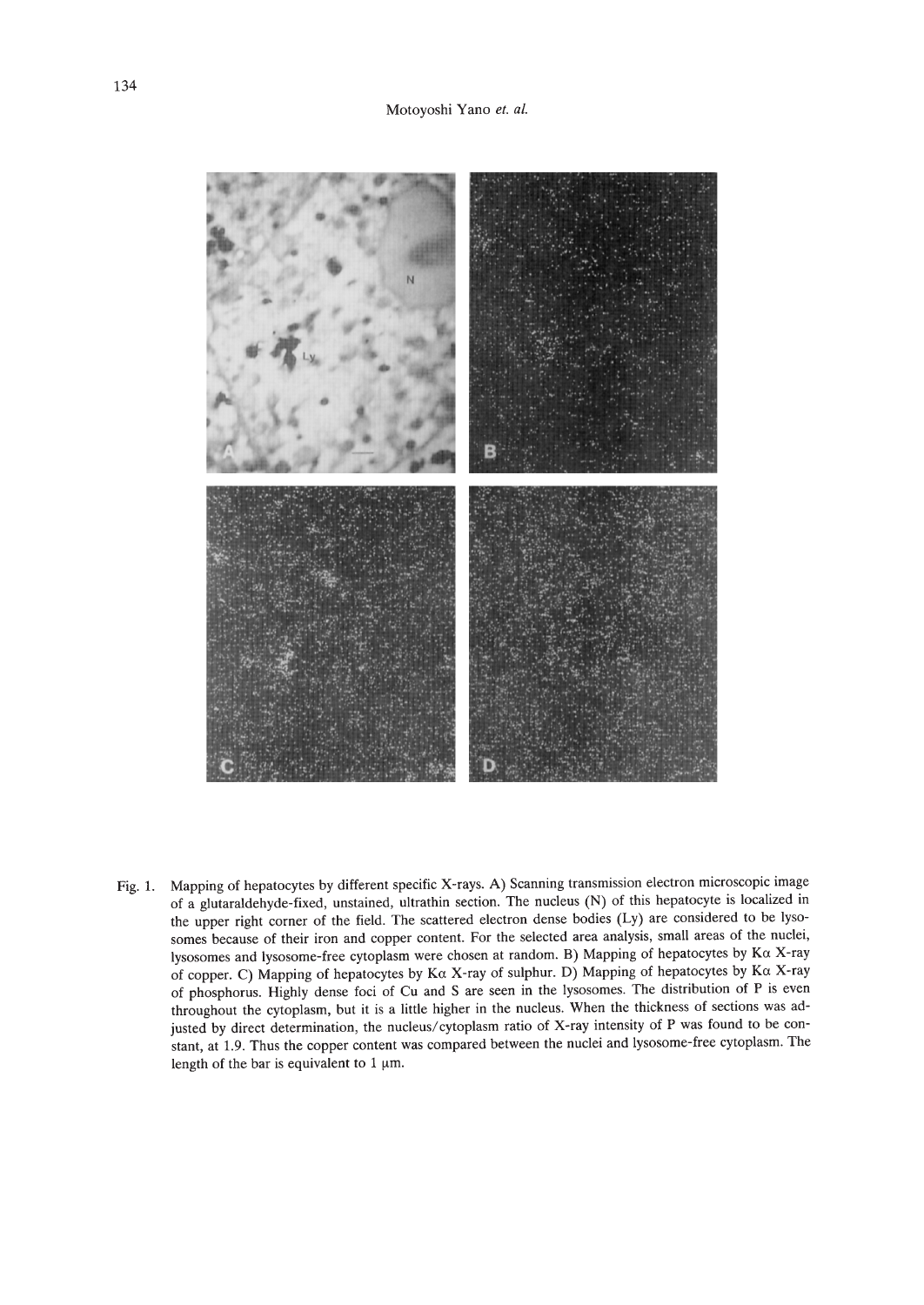Fig. 1. Mapping of hepatocytes by different specific X-rays. A) Scanning transmission electron microscopic image of a glutaraldehyde-fixed, unstained, ultrathin section. The nucleus (N) of this hepatocyte is localized in the upper right corner of the field. The scattered electron dense bodies (Ly) are considered to be lysosomes because of their iron and copper content. For the selected area analysis, small areas of the nuclei, lysosomes and lysosome-free cytoplasm were chosen at random. B) Mapping of hepatocytes by Kα X-ray of copper. C) Mapping of hepatocytes by Kα X-ray of sulphur. D) Mapping of hepatocytes by Kα X-ray of phosphorus. Highly dense foci of Cu and S are seen in the lysosomes. The distribution of P is even throughout the cytoplasm, but it is a little higher in the nucleus. When the thickness of sections was adjusted by direct determination, the nucleus/cytoplasm ratio of X-ray intensity of P was found to be constant, at 1.9. Thus the copper content was compared between the nuclei and lysosome-free cytoplasm. The length of the bar is equivalent to 1 μm.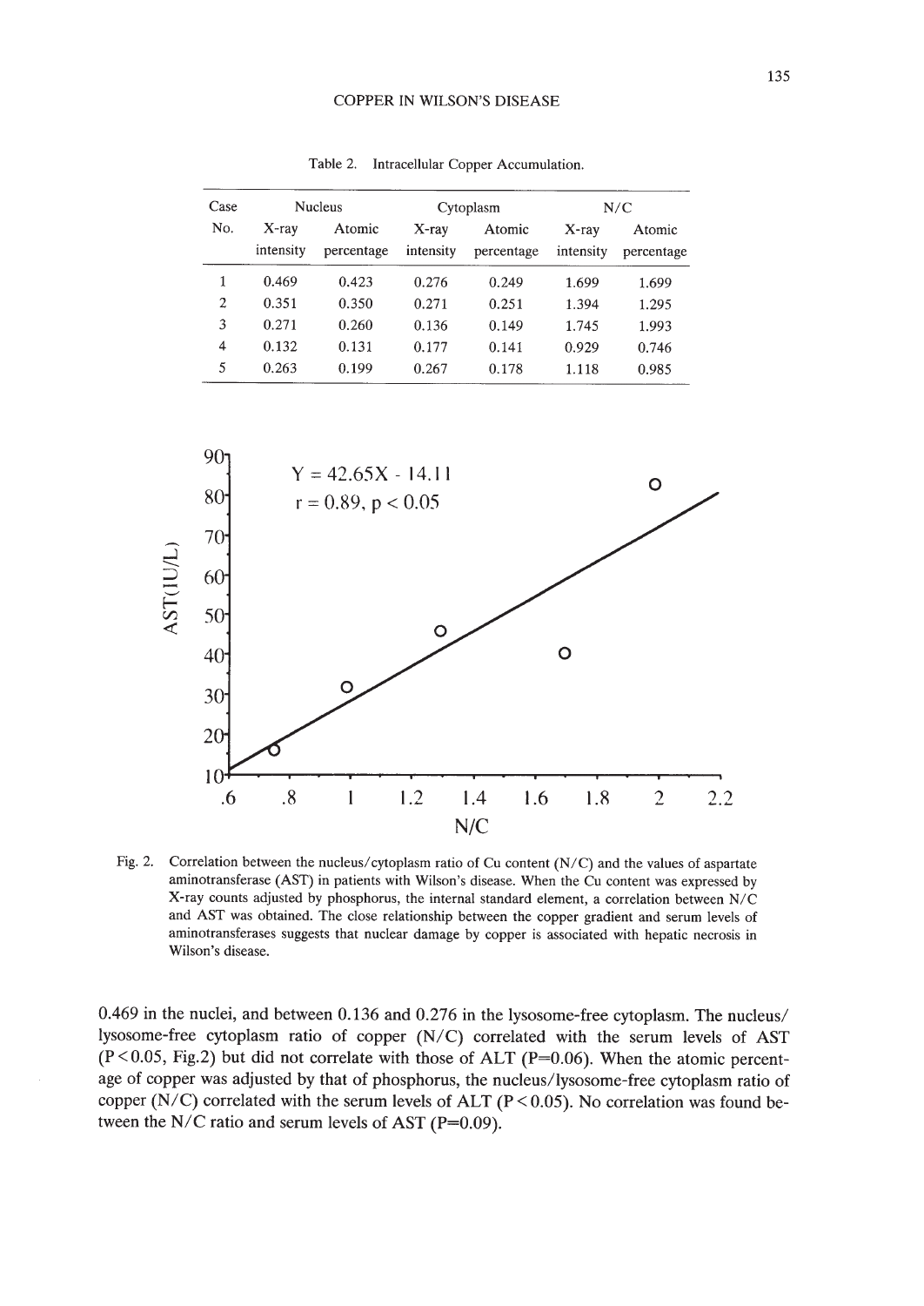Table 2. Intracellular Copper Accumulation.

| Case No. | Nucleus | | Cytoplasm | | N/C | |
|---|---|---|---|---|---|---|
| | X-ray intensity | Atomic percentage | X-ray intensity | Atomic percentage | X-ray intensity | Atomic percentage |
| 1 | 0.469 | 0.423 | 0.276 | 0.249 | 1.699 | 1.699 |
| 2 | 0.351 | 0.350 | 0.271 | 0.251 | 1.394 | 1.295 |
| 3 | 0.271 | 0.260 | 0.136 | 0.149 | 1.745 | 1.993 |
| 4 | 0.132 | 0.131 | 0.177 | 0.141 | 0.929 | 0.746 |
| 5 | 0.263 | 0.199 | 0.267 | 0.178 | 1.118 | 0.985 |

Fig. 2. Correlation between the nucleus/cytoplasm ratio of Cu content (N/C) and the values of aspartate aminotransferase (AST) in patients with Wilson's disease. When the Cu content was expressed by X-ray counts adjusted by phosphorus, the internal standard element, a correlation between N/C and AST was obtained. The close relationship between the copper gradient and serum levels of aminotransferases suggests that nuclear damage by copper is associated with hepatic necrosis in Wilson's disease.

0.469 in the nuclei, and between 0.136 and 0.276 in the lysosome-free cytoplasm. The nucleus/lysosome-free cytoplasm ratio of copper (N/C) correlated with the serum levels of AST ($P<0.05$, Fig.2) but did not correlate with those of ALT ($P=0.06$). When the atomic percentage of copper was adjusted by that of phosphorus, the nucleus/lysosome-free cytoplasm ratio of copper (N/C) correlated with the serum levels of ALT ($P<0.05$). No correlation was found between the N/C ratio and serum levels of AST ($P=0.09$).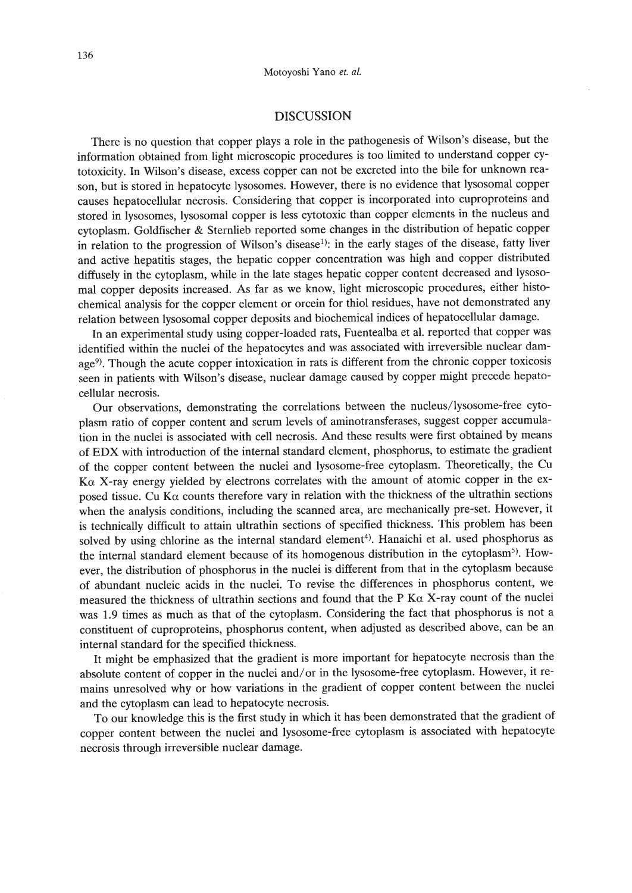## DISCUSSION

There is no question that copper plays a role in the pathogenesis of Wilson's disease, but the information obtained from light microscopic procedures is too limited to understand copper cytotoxicity. In Wilson's disease, excess copper can not be excreted into the bile for unknown reason, but is stored in hepatocyte lysosomes. However, there is no evidence that lysosomal copper causes hepatocellular necrosis. Considering that copper is incorporated into cuproproteins and stored in lysosomes, lysosomal copper is less cytotoxic than copper elements in the nucleus and cytoplasm. Goldfischer & Sternlieb reported some changes in the distribution of hepatic copper in relation to the progression of Wilson's disease[1]: in the early stages of the disease, fatty liver and active hepatitis stages, the hepatic copper concentration was high and copper distributed diffusely in the cytoplasm, while in the late stages hepatic copper content decreased and lysosomal copper deposits increased. As far as we know, light microscopic procedures, either histochemical analysis for the copper element or orcein for thiol residues, have not demonstrated any relation between lysosomal copper deposits and biochemical indices of hepatocellular damage.

In an experimental study using copper-loaded rats, Fuentealba et al. reported that copper was identified within the nuclei of the hepatocytes and was associated with irreversible nuclear damage[9]. Though the acute copper intoxication in rats is different from the chronic copper toxicosis seen in patients with Wilson's disease, nuclear damage caused by copper might precede hepatocellular necrosis.

Our observations, demonstrating the correlations between the nucleus/lysosome-free cytoplasm ratio of copper content and serum levels of aminotransferases, suggest copper accumulation in the nuclei is associated with cell necrosis. And these results were first obtained by means of EDX with introduction of the internal standard element, phosphorus, to estimate the gradient of the copper content between the nuclei and lysosome-free cytoplasm. Theoretically, the Cu K$\alpha$ X-ray energy yielded by electrons correlates with the amount of atomic copper in the exposed tissue. Cu K$\alpha$ counts therefore vary in relation with the thickness of the ultrathin sections when the analysis conditions, including the scanned area, are mechanically pre-set. However, it is technically difficult to attain ultrathin sections of specified thickness. This problem has been solved by using chlorine as the internal standard element[4]. Hanaichi et al. used phosphorus as the internal standard element because of its homogenous distribution in the cytoplasm[5]. However, the distribution of phosphorus in the nuclei is different from that in the cytoplasm because of abundant nucleic acids in the nuclei. To revise the differences in phosphorus content, we measured the thickness of ultrathin sections and found that the P K$\alpha$ X-ray count of the nuclei was 1.9 times as much as that of the cytoplasm. Considering the fact that phosphorus is not a constituent of cuproproteins, phosphorus content, when adjusted as described above, can be an internal standard for the specified thickness.

It might be emphasized that the gradient is more important for hepatocyte necrosis than the absolute content of copper in the nuclei and/or in the lysosome-free cytoplasm. However, it remains unresolved why or how variations in the gradient of copper content between the nuclei and the cytoplasm can lead to hepatocyte necrosis.

To our knowledge this is the first study in which it has been demonstrated that the gradient of copper content between the nuclei and lysosome-free cytoplasm is associated with hepatocyte necrosis through irreversible nuclear damage.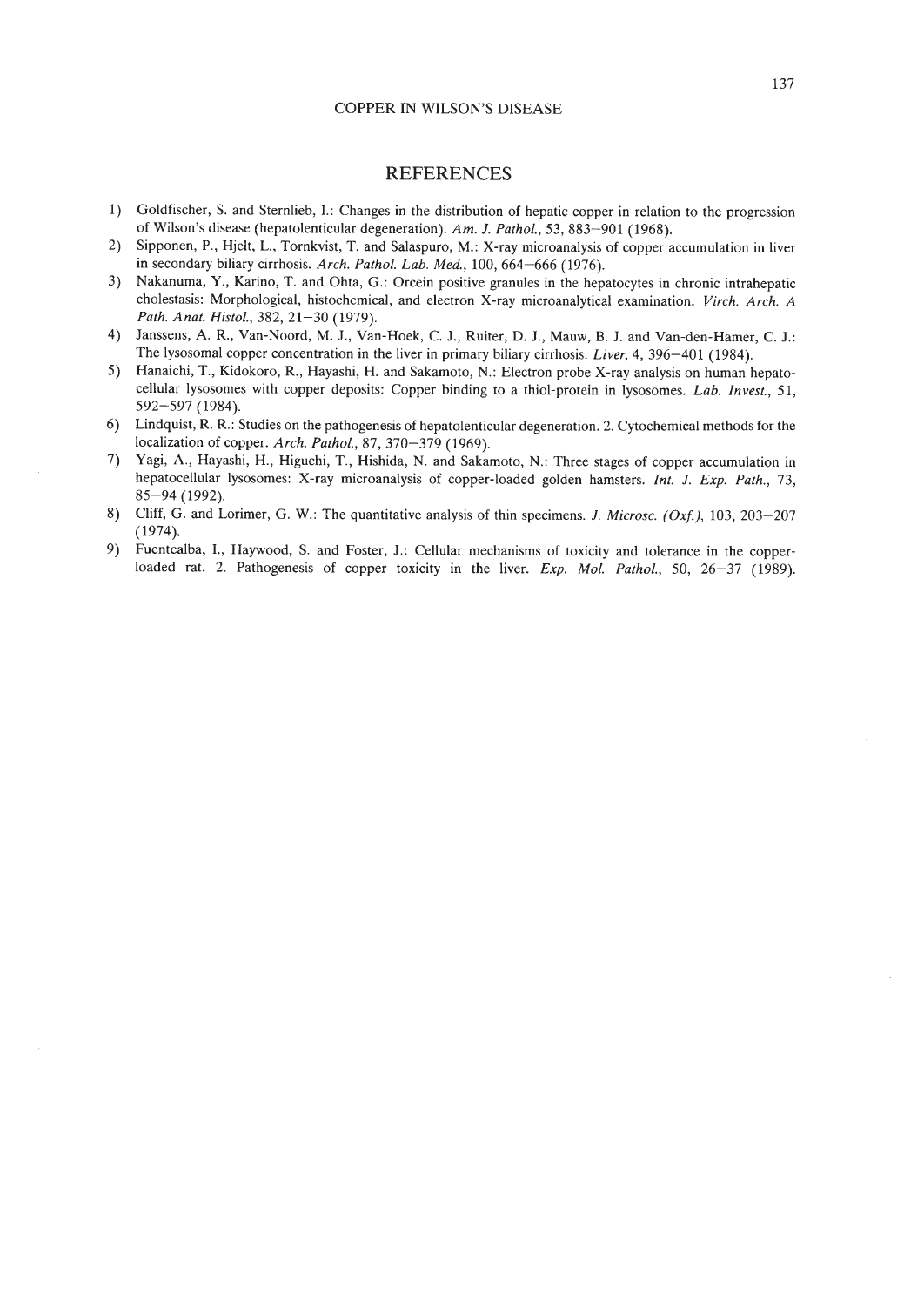## REFERENCES

1) Goldfischer, S. and Sternlieb, I.: Changes in the distribution of hepatic copper in relation to the progression of Wilson's disease (hepatolenticular degeneration). *Am. J. Pathol.*, 53, 883–901 (1968).
2) Sipponen, P., Hjelt, L., Tornkvist, T. and Salaspuro, M.: X-ray microanalysis of copper accumulation in liver in secondary biliary cirrhosis. *Arch. Pathol. Lab. Med.*, 100, 664–666 (1976).
3) Nakanuma, Y., Karino, T. and Ohta, G.: Orcein positive granules in the hepatocytes in chronic intrahepatic cholestasis: Morphological, histochemical, and electron X-ray microanalytical examination. *Virch. Arch. A Path. Anat. Histol.*, 382, 21–30 (1979).
4) Janssens, A. R., Van-Noord, M. J., Van-Hoek, C. J., Ruiter, D. J., Mauw, B. J. and Van-den-Hamer, C. J.: The lysosomal copper concentration in the liver in primary biliary cirrhosis. *Liver*, 4, 396–401 (1984).
5) Hanaichi, T., Kidokoro, R., Hayashi, H. and Sakamoto, N.: Electron probe X-ray analysis on human hepatocellular lysosomes with copper deposits: Copper binding to a thiol-protein in lysosomes. *Lab. Invest.*, 51, 592–597 (1984).
6) Lindquist, R. R.: Studies on the pathogenesis of hepatolenticular degeneration. 2. Cytochemical methods for the localization of copper. *Arch. Pathol.*, 87, 370–379 (1969).
7) Yagi, A., Hayashi, H., Higuchi, T., Hishida, N. and Sakamoto, N.: Three stages of copper accumulation in hepatocellular lysosomes: X-ray microanalysis of copper-loaded golden hamsters. *Int. J. Exp. Path.*, 73, 85–94 (1992).
8) Cliff, G. and Lorimer, G. W.: The quantitative analysis of thin specimens. *J. Microsc. (Oxf.)*, 103, 203–207 (1974).
9) Fuentealba, I., Haywood, S. and Foster, J.: Cellular mechanisms of toxicity and tolerance in the copper-loaded rat. 2. Pathogenesis of copper toxicity in the liver. *Exp. Mol. Pathol.*, 50, 26–37 (1989).